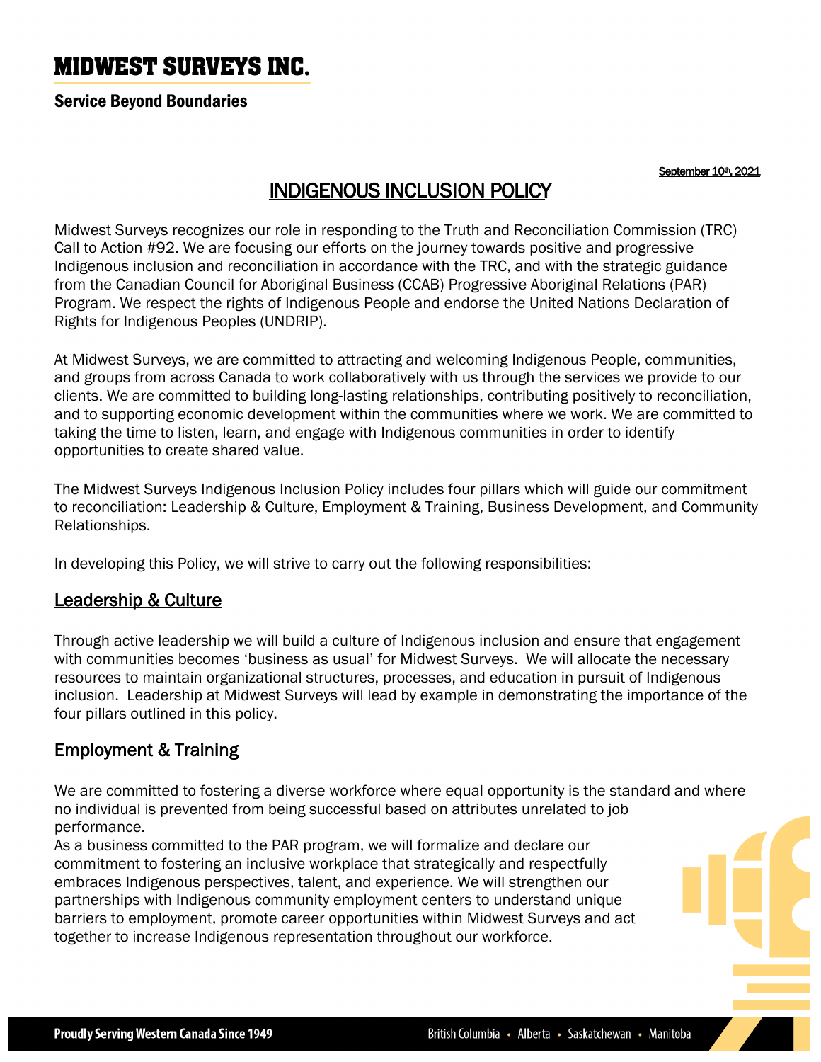# MIDWEST SURVEYS INC.

**Service Beyond Boundaries**

September 10th, 2021

## INDIGENOUS INCLUSION POLICY

Midwest Surveys recognizes our role in responding to the Truth and Reconciliation Commission (TRC) Call to Action #92. We are focusing our efforts on the journey towards positive and progressive Indigenous inclusion and reconciliation in accordance with the TRC, and with the strategic guidance from the Canadian Council for Aboriginal Business (CCAB) Progressive Aboriginal Relations (PAR) Program. We respect the rights of Indigenous People and endorse the United Nations Declaration of Rights for Indigenous Peoples (UNDRIP).

At Midwest Surveys, we are committed to attracting and welcoming Indigenous People, communities, and groups from across Canada to work collaboratively with us through the services we provide to our clients. We are committed to building long-lasting relationships, contributing positively to reconciliation, and to supporting economic development within the communities where we work. We are committed to taking the time to listen, learn, and engage with Indigenous communities in order to identify opportunities to create shared value.

The Midwest Surveys Indigenous Inclusion Policy includes four pillars which will guide our commitment to reconciliation: Leadership & Culture, Employment & Training, Business Development, and Community Relationships.

In developing this Policy, we will strive to carry out the following responsibilities:

### Leadership & Culture

Through active leadership we will build a culture of Indigenous inclusion and ensure that engagement with communities becomes 'business as usual' for Midwest Surveys. We will allocate the necessary resources to maintain organizational structures, processes, and education in pursuit of Indigenous inclusion. Leadership at Midwest Surveys will lead by example in demonstrating the importance of the four pillars outlined in this policy.

### Employment & Training

We are committed to fostering a diverse workforce where equal opportunity is the standard and where no individual is prevented from being successful based on attributes unrelated to job performance.

As a business committed to the PAR program, we will formalize and declare our commitment to fostering an inclusive workplace that strategically and respectfully embraces Indigenous perspectives, talent, and experience. We will strengthen our partnerships with Indigenous community employment centers to understand unique barriers to employment, promote career opportunities within Midwest Surveys and act together to increase Indigenous representation throughout our workforce.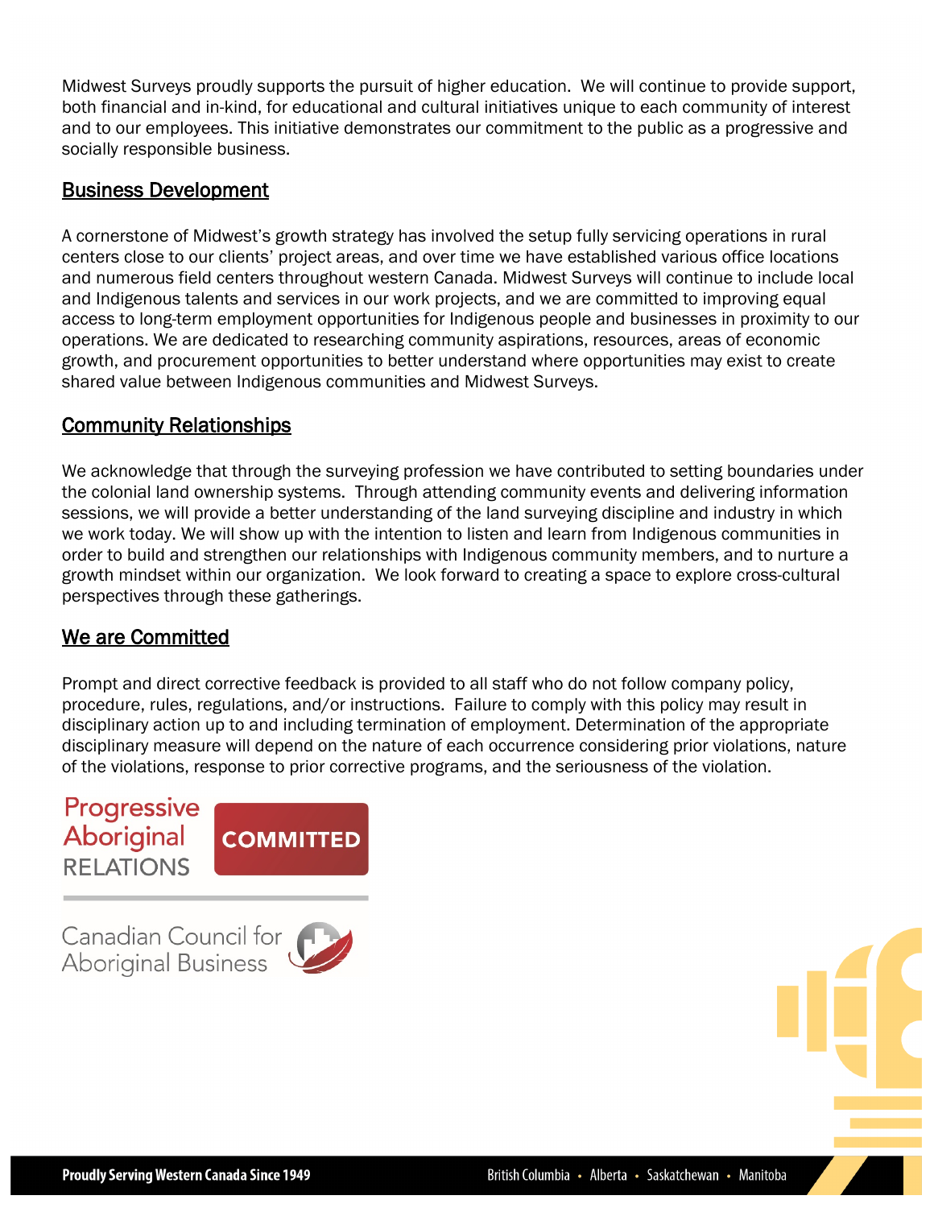Midwest Surveys proudly supports the pursuit of higher education. We will continue to provide support, both financial and in-kind, for educational and cultural initiatives unique to each community of interest and to our employees. This initiative demonstrates our commitment to the public as a progressive and socially responsible business.

## Business Development

A cornerstone of Midwest's growth strategy has involved the setup fully servicing operations in rural centers close to our clients' project areas, and over time we have established various office locations and numerous field centers throughout western Canada. Midwest Surveys will continue to include local and Indigenous talents and services in our work projects, and we are committed to improving equal access to long-term employment opportunities for Indigenous people and businesses in proximity to our operations. We are dedicated to researching community aspirations, resources, areas of economic growth, and procurement opportunities to better understand where opportunities may exist to create shared value between Indigenous communities and Midwest Surveys.

## Community Relationships

We acknowledge that through the surveying profession we have contributed to setting boundaries under the colonial land ownership systems. Through attending community events and delivering information sessions, we will provide a better understanding of the land surveying discipline and industry in which we work today. We will show up with the intention to listen and learn from Indigenous communities in order to build and strengthen our relationships with Indigenous community members, and to nurture a growth mindset within our organization. We look forward to creating a space to explore cross-cultural perspectives through these gatherings.

## We are Committed

Prompt and direct corrective feedback is provided to all staff who do not follow company policy, procedure, rules, regulations, and/or instructions. Failure to comply with this policy may result in disciplinary action up to and including termination of employment. Determination of the appropriate disciplinary measure will depend on the nature of each occurrence considering prior violations, nature of the violations, response to prior corrective programs, and the seriousness of the violation.

Progressive Aboriginal RELATIONS COMMITTED

Canadian Council for Aboriginal Business

Proudly Serving Western Canada Since 1949

British Columbia • Alberta • Saskatchewan • Manitoba